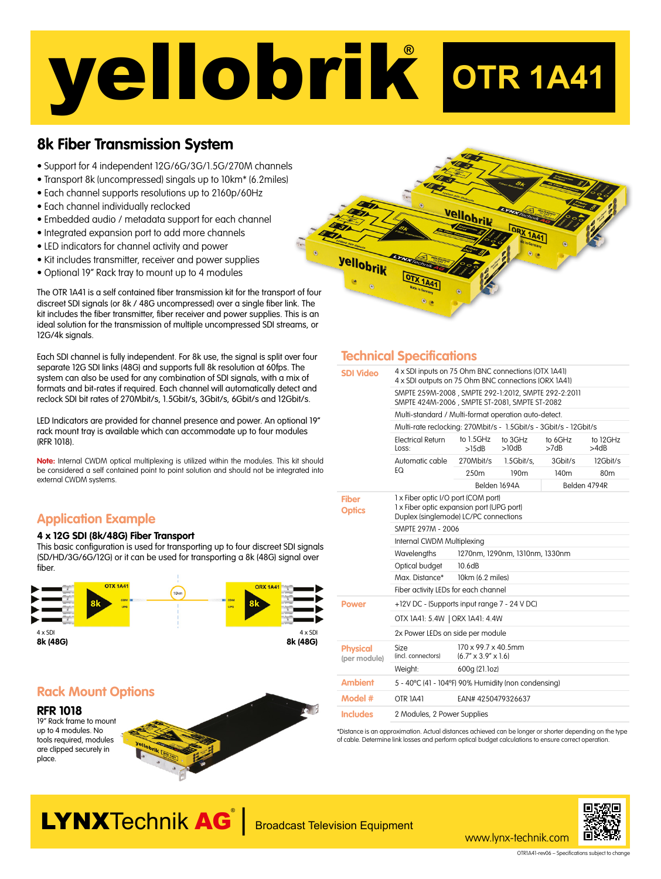# yellobrik® OTR 1A41

## 8k Fiber Transmission System

- Support for 4 independent 12G/6G/3G/1.5G/270M channels
- Transport 8k (uncompressed) singals up to 10km* (6.2miles)
- Each channel supports resolutions up to 2160p/60Hz
- Each channel individually reclocked
- Embedded audio / metadata support for each channel
- Integrated expansion port to add more channels
- LED indicators for channel activity and power
- Kit includes transmitter, receiver and power supplies
- Optional 19" Rack tray to mount up to 4 modules

The OTR 1A41 is a self contained fiber transmission kit for the transport of four discreet SDI signals (or 8k / 48G uncompressed) over a single fiber link. The kit includes the fiber transmitter, fiber receiver and power supplies. This is an ideal solution for the transmission of multiple uncompressed SDI streams, or 12G/4k signals.

Each SDI channel is fully independent. For 8k use, the signal is split over four separate 12G SDI links (48G) and supports full 8k resolution at 60fps. The system can also be used for any combination of SDI signals, with a mix of formats and bit-rates if required. Each channel will automatically detect and reclock SDI bit rates of 270Mbit/s, 1.5Gbit/s, 3Gbit/s, 6Gbit/s and 12Gbit/s.

LED Indicators are provided for channel presence and power. An optional 19" rack mount tray is available which can accommodate up to four modules (RFR 1018).

**Note:** Internal CWDM optical multiplexing is utilized within the modules. This kit should be considered a self contained point to point solution and should not be integrated into external CWDM systems.

## Application Example

### 4 x 12G SDI (8k/48G) Fiber Transport

This basic configuration is used for transporting up to four discreet SDI signals (SD/HD/3G/6G/12G) or it can be used for transporting a 8k (48G) signal over fiber.

OTX 1A41 — 10km — ORX 1A41

4 x SDI **8k (48G)** → 4 x SDI **8k (48G)**

## Rack Mount Options

### RFR 1018

19" Rack frame to mount up to 4 modules. No tools required, modules are clipped securely in place.

## Technical Specifications

| | | | | | |
|---|---|---|---|---|---|
| **SDI Video** | 4 x SDI inputs on 75 Ohm BNC connections (OTX 1A41)<br>4 x SDI outputs on 75 Ohm BNC connections (ORX 1A41) | | | | |
| | SMPTE 259M-2008 , SMPTE 292-1:2012, SMPTE 292-2:2011<br>SMPTE 424M-2006 , SMPTE ST-2081, SMPTE ST-2082 | | | | |
| | Multi-standard / Multi-format operation auto-detect. | | | | |
| | Multi-rate reclocking: 270Mbit/s - 1.5Gbit/s - 3Gbit/s - 12Gbit/s | | | | |
| | Electrical Return Loss: | to 1.5GHz >15dB | to 3GHz >10dB | to 6GHz >7dB | to 12GHz >4dB |
| | Automatic cable EQ | 270Mbit/s | 1.5Gbit/s, | 3Gbit/s | 12Gbit/s |
| | | 250m | 190m | 140m | 80m |
| | | Belden 1694A | | Belden 4794R | |
| **Fiber Optics** | 1 x Fiber optic I/O port (COM port)<br>1 x Fiber optic expansion port (UPG port)<br>Duplex (singlemode) LC/PC connections | | | | |
| | SMPTE 297M - 2006 | | | | |
| | Internal CWDM Multiplexing | | | | |
| | Wavelengths | 1270nm, 1290nm, 1310nm, 1330nm | | | |
| | Optical budget | 10.6dB | | | |
| | Max. Distance* | 10km (6.2 miles) | | | |
| | Fiber activity LEDs for each channel | | | | |
| **Power** | +12V DC - (Supports input range 7 - 24 V DC) | | | | |
| | OTX 1A41: 5.4W \| ORX 1A41: 4.4W | | | | |
| | 2x Power LEDs on side per module | | | | |
| **Physical (per module)** | Size (incl. connectors) | 170 x 99.7 x 40.5mm (6.7" x 3.9" x 1.6) | | | |
| | Weight: | 600g (21.1oz) | | | |
| **Ambient** | 5 - 40°C (41 - 104°F) 90% Humidity (non condensing) | | | | |
| **Model #** | OTR 1A41 | EAN# 4250479326637 | | | |
| **Includes** | 2 Modules, 2 Power Supplies | | | | |

*Distance is an approximation. Actual distances achieved can be longer or shorter depending on the type of cable. Determine link losses and perform optical budget calculations to ensure correct operation.

**LYNXTechnik AG**® | Broadcast Television Equipment

www.lynx-technik.com

OTR1A41-rev06 – Specifications subject to change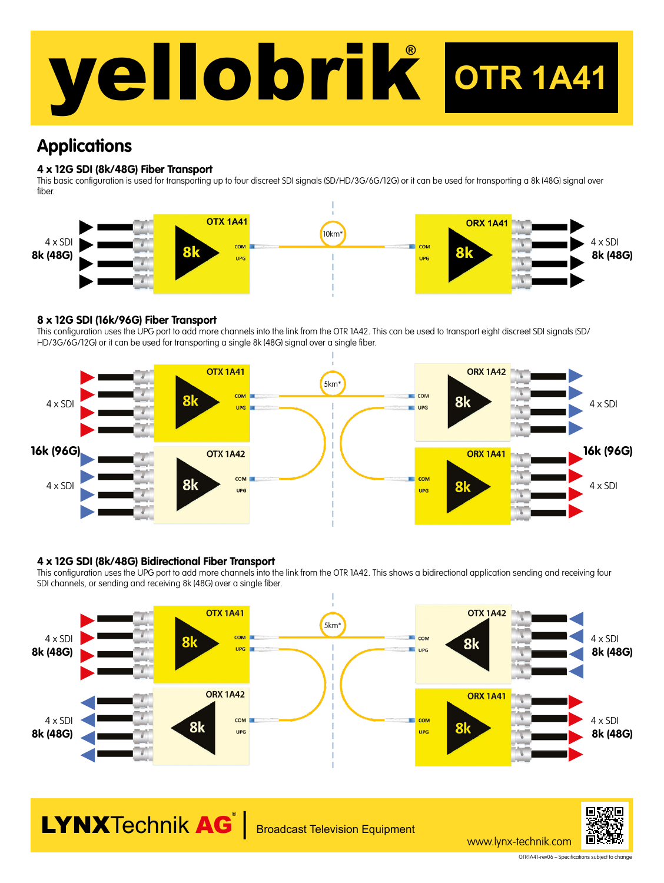# yellobrik® OTR 1A41

## Applications

### 4 x 12G SDI (8k/48G) Fiber Transport

This basic configuration is used for transporting up to four discreet SDI signals (SD/HD/3G/6G/12G) or it can be used for transporting a 8k (48G) signal over fiber.

4 x SDI
8k (48G)
OTX 1A41
8k
COM
UPG
10km*
ORX 1A41
8k
COM
UPG
4 x SDI
8k (48G)

### 8 x 12G SDI (16k/96G) Fiber Transport

This configuration uses the UPG port to add more channels into the link from the OTR 1A42. This can be used to transport eight discreet SDI signals (SD/HD/3G/6G/12G) or it can be used for transporting a single 8k (48G) signal over a single fiber.

4 x SDI
16k (96G)
4 x SDI
OTX 1A41
8k
COM
UPG
OTX 1A42
8k
COM
UPG
5km*
ORX 1A42
8k
COM
UPG
ORX 1A41
8k
COM
UPG
4 x SDI
16k (96G)
4 x SDI

### 4 x 12G SDI (8k/48G) Bidirectional Fiber Transport

This configuration uses the UPG port to add more channels into the link from the OTR 1A42. This shows a bidirectional application sending and receiving four SDI channels, or sending and receiving 8k (48G) over a single fiber.

4 x SDI
8k (48G)
4 x SDI
8k (48G)
OTX 1A41
8k
COM
UPG
ORX 1A42
8k
COM
UPG
5km*
OTX 1A42
8k
COM
UPG
ORX 1A41
8k
COM
UPG
4 x SDI
8k (48G)
4 x SDI
8k (48G)

LYNXTechnik AG® | Broadcast Television Equipment

www.lynx-technik.com

OTR1A41-rev06 – Specifications subject to change